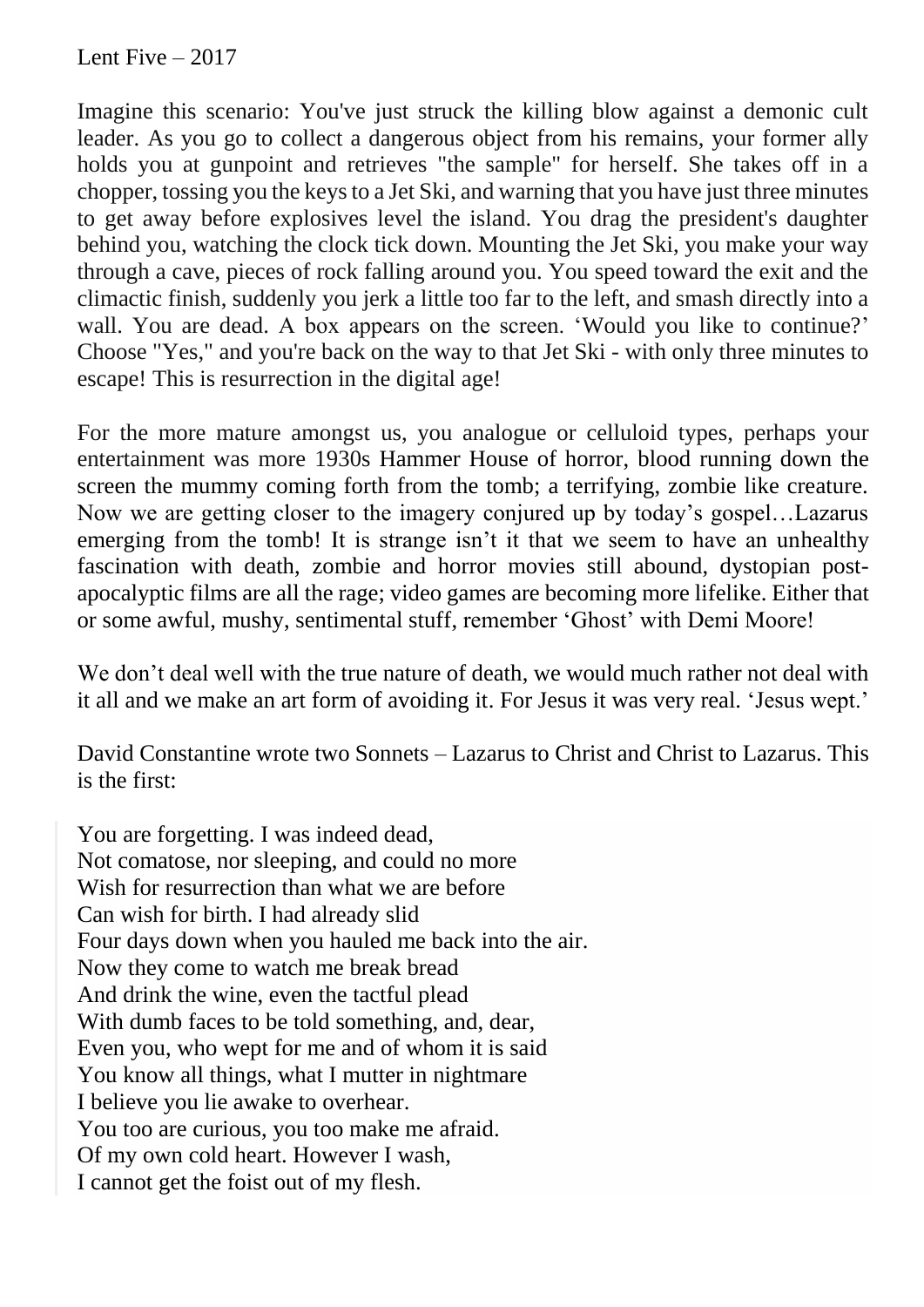Lent Five – 2017

Imagine this scenario: You've just struck the killing blow against a demonic cult leader. As you go to collect a dangerous object from his remains, your former ally holds you at gunpoint and retrieves "the sample" for herself. She takes off in a chopper, tossing you the keys to a Jet Ski, and warning that you have just three minutes to get away before explosives level the island. You drag the president's daughter behind you, watching the clock tick down. Mounting the Jet Ski, you make your way through a cave, pieces of rock falling around you. You speed toward the exit and the climactic finish, suddenly you jerk a little too far to the left, and smash directly into a wall. You are dead. A box appears on the screen. 'Would you like to continue?' Choose "Yes," and you're back on the way to that Jet Ski - with only three minutes to escape! This is resurrection in the digital age!

For the more mature amongst us, you analogue or celluloid types, perhaps your entertainment was more 1930s Hammer House of horror, blood running down the screen the mummy coming forth from the tomb; a terrifying, zombie like creature. Now we are getting closer to the imagery conjured up by today's gospel…Lazarus emerging from the tomb! It is strange isn't it that we seem to have an unhealthy fascination with death, zombie and horror movies still abound, dystopian post-apocalyptic films are all the rage; video games are becoming more lifelike. Either that or some awful, mushy, sentimental stuff, remember 'Ghost' with Demi Moore!

We don't deal well with the true nature of death, we would much rather not deal with it all and we make an art form of avoiding it. For Jesus it was very real. 'Jesus wept.'

David Constantine wrote two Sonnets – Lazarus to Christ and Christ to Lazarus. This is the first:

> You are forgetting. I was indeed dead,
> Not comatose, nor sleeping, and could no more
> Wish for resurrection than what we are before
> Can wish for birth. I had already slid
> Four days down when you hauled me back into the air.
> Now they come to watch me break bread
> And drink the wine, even the tactful plead
> With dumb faces to be told something, and, dear,
> Even you, who wept for me and of whom it is said
> You know all things, what I mutter in nightmare
> I believe you lie awake to overhear.
> You too are curious, you too make me afraid.
> Of my own cold heart. However I wash,
> I cannot get the foist out of my flesh.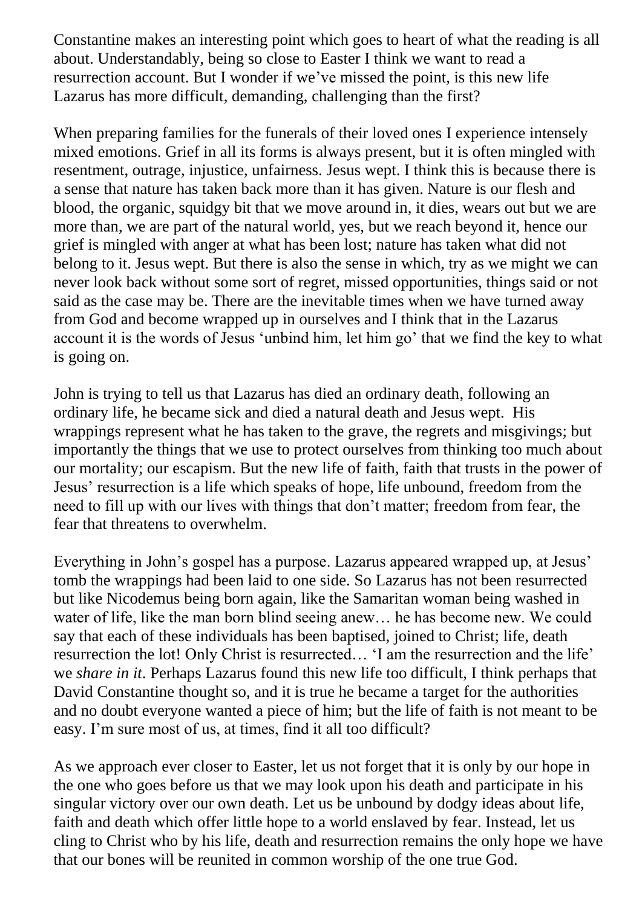Constantine makes an interesting point which goes to heart of what the reading is all about. Understandably, being so close to Easter I think we want to read a resurrection account. But I wonder if we've missed the point, is this new life Lazarus has more difficult, demanding, challenging than the first?

When preparing families for the funerals of their loved ones I experience intensely mixed emotions. Grief in all its forms is always present, but it is often mingled with resentment, outrage, injustice, unfairness. Jesus wept. I think this is because there is a sense that nature has taken back more than it has given. Nature is our flesh and blood, the organic, squidgy bit that we move around in, it dies, wears out but we are more than, we are part of the natural world, yes, but we reach beyond it, hence our grief is mingled with anger at what has been lost; nature has taken what did not belong to it. Jesus wept. But there is also the sense in which, try as we might we can never look back without some sort of regret, missed opportunities, things said or not said as the case may be. There are the inevitable times when we have turned away from God and become wrapped up in ourselves and I think that in the Lazarus account it is the words of Jesus 'unbind him, let him go' that we find the key to what is going on.

John is trying to tell us that Lazarus has died an ordinary death, following an ordinary life, he became sick and died a natural death and Jesus wept. His wrappings represent what he has taken to the grave, the regrets and misgivings; but importantly the things that we use to protect ourselves from thinking too much about our mortality; our escapism. But the new life of faith, faith that trusts in the power of Jesus' resurrection is a life which speaks of hope, life unbound, freedom from the need to fill up with our lives with things that don't matter; freedom from fear, the fear that threatens to overwhelm.

Everything in John's gospel has a purpose. Lazarus appeared wrapped up, at Jesus' tomb the wrappings had been laid to one side. So Lazarus has not been resurrected but like Nicodemus being born again, like the Samaritan woman being washed in water of life, like the man born blind seeing anew… he has become new. We could say that each of these individuals has been baptised, joined to Christ; life, death resurrection the lot! Only Christ is resurrected… 'I am the resurrection and the life' we *share in it*. Perhaps Lazarus found this new life too difficult, I think perhaps that David Constantine thought so, and it is true he became a target for the authorities and no doubt everyone wanted a piece of him; but the life of faith is not meant to be easy. I'm sure most of us, at times, find it all too difficult?

As we approach ever closer to Easter, let us not forget that it is only by our hope in the one who goes before us that we may look upon his death and participate in his singular victory over our own death. Let us be unbound by dodgy ideas about life, faith and death which offer little hope to a world enslaved by fear. Instead, let us cling to Christ who by his life, death and resurrection remains the only hope we have that our bones will be reunited in common worship of the one true God.